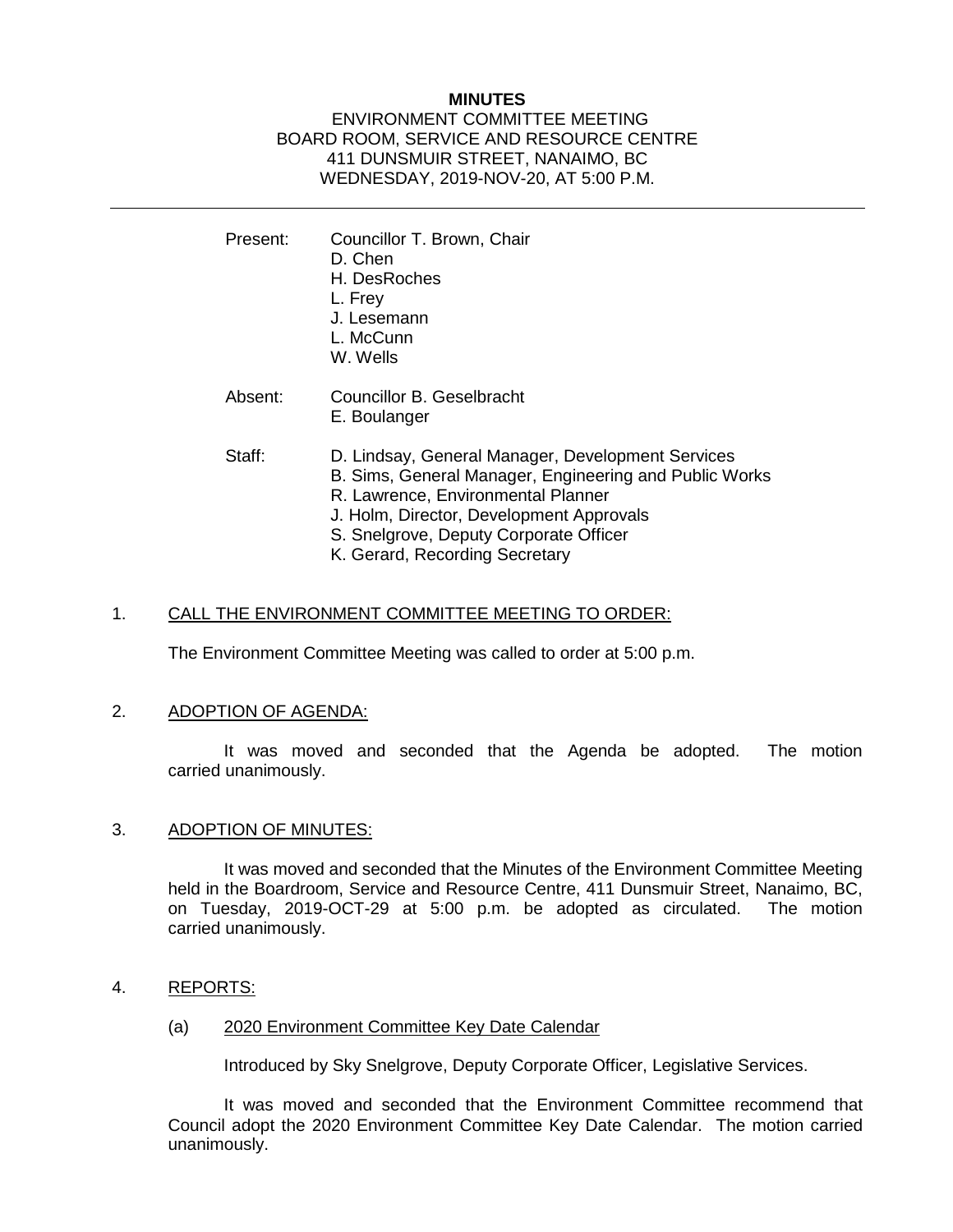# MINUTES

ENVIRONMENT COMMITTEE MEETING
BOARD ROOM, SERVICE AND RESOURCE CENTRE
411 DUNSMUIR STREET, NANAIMO, BC
WEDNESDAY, 2019-NOV-20, AT 5:00 P.M.

---

Present: Councillor T. Brown, Chair
D. Chen
H. DesRoches
L. Frey
J. Lesemann
L. McCunn
W. Wells

Absent: Councillor B. Geselbracht
E. Boulanger

Staff: D. Lindsay, General Manager, Development Services
B. Sims, General Manager, Engineering and Public Works
R. Lawrence, Environmental Planner
J. Holm, Director, Development Approvals
S. Snelgrove, Deputy Corporate Officer
K. Gerard, Recording Secretary

## 1. CALL THE ENVIRONMENT COMMITTEE MEETING TO ORDER:

The Environment Committee Meeting was called to order at 5:00 p.m.

## 2. ADOPTION OF AGENDA:

It was moved and seconded that the Agenda be adopted. The motion carried unanimously.

## 3. ADOPTION OF MINUTES:

It was moved and seconded that the Minutes of the Environment Committee Meeting held in the Boardroom, Service and Resource Centre, 411 Dunsmuir Street, Nanaimo, BC, on Tuesday, 2019-OCT-29 at 5:00 p.m. be adopted as circulated. The motion carried unanimously.

## 4. REPORTS:

### (a) 2020 Environment Committee Key Date Calendar

Introduced by Sky Snelgrove, Deputy Corporate Officer, Legislative Services.

It was moved and seconded that the Environment Committee recommend that Council adopt the 2020 Environment Committee Key Date Calendar. The motion carried unanimously.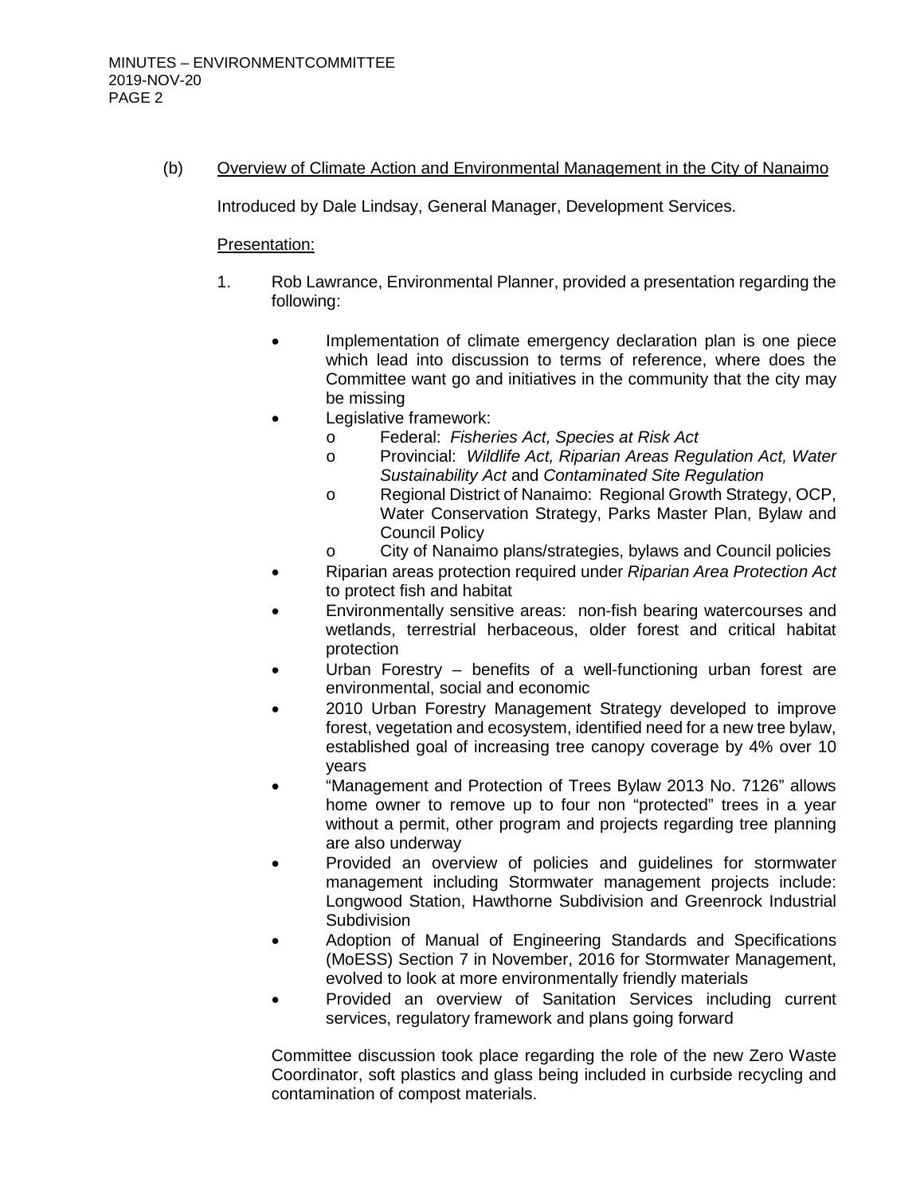(b) Overview of Climate Action and Environmental Management in the City of Nanaimo

Introduced by Dale Lindsay, General Manager, Development Services.

Presentation:

1. Rob Lawrance, Environmental Planner, provided a presentation regarding the following:

   - Implementation of climate emergency declaration plan is one piece which lead into discussion to terms of reference, where does the Committee want go and initiatives in the community that the city may be missing
   - Legislative framework:
     - Federal: *Fisheries Act, Species at Risk Act*
     - Provincial: *Wildlife Act, Riparian Areas Regulation Act, Water Sustainability Act* and *Contaminated Site Regulation*
     - Regional District of Nanaimo: Regional Growth Strategy, OCP, Water Conservation Strategy, Parks Master Plan, Bylaw and Council Policy
     - City of Nanaimo plans/strategies, bylaws and Council policies
   - Riparian areas protection required under *Riparian Area Protection Act* to protect fish and habitat
   - Environmentally sensitive areas: non-fish bearing watercourses and wetlands, terrestrial herbaceous, older forest and critical habitat protection
   - Urban Forestry – benefits of a well-functioning urban forest are environmental, social and economic
   - 2010 Urban Forestry Management Strategy developed to improve forest, vegetation and ecosystem, identified need for a new tree bylaw, established goal of increasing tree canopy coverage by 4% over 10 years
   - "Management and Protection of Trees Bylaw 2013 No. 7126" allows home owner to remove up to four non "protected" trees in a year without a permit, other program and projects regarding tree planning are also underway
   - Provided an overview of policies and guidelines for stormwater management including Stormwater management projects include: Longwood Station, Hawthorne Subdivision and Greenrock Industrial Subdivision
   - Adoption of Manual of Engineering Standards and Specifications (MoESS) Section 7 in November, 2016 for Stormwater Management, evolved to look at more environmentally friendly materials
   - Provided an overview of Sanitation Services including current services, regulatory framework and plans going forward

   Committee discussion took place regarding the role of the new Zero Waste Coordinator, soft plastics and glass being included in curbside recycling and contamination of compost materials.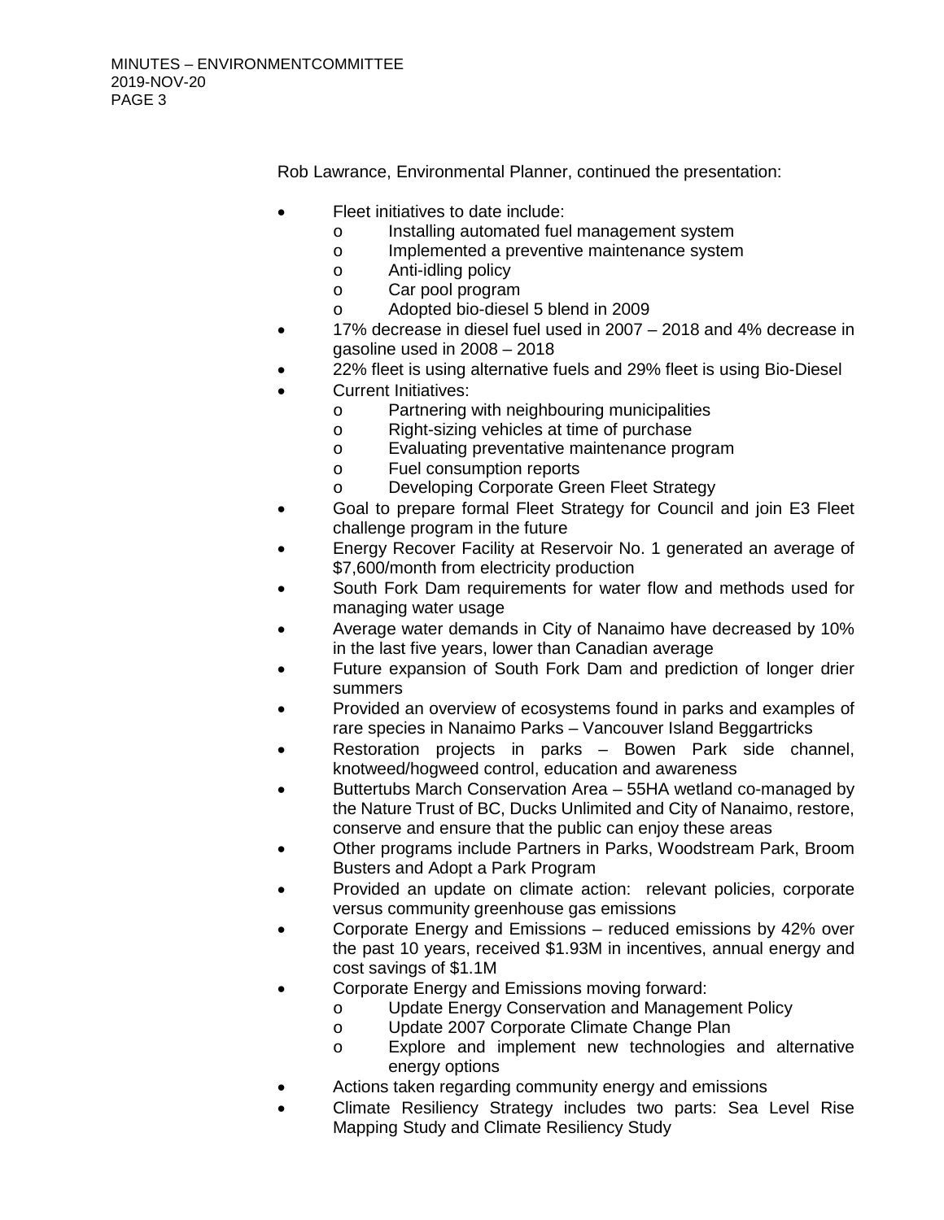Rob Lawrance, Environmental Planner, continued the presentation:

- Fleet initiatives to date include:
  - Installing automated fuel management system
  - Implemented a preventive maintenance system
  - Anti-idling policy
  - Car pool program
  - Adopted bio-diesel 5 blend in 2009
- 17% decrease in diesel fuel used in 2007 – 2018 and 4% decrease in gasoline used in 2008 – 2018
- 22% fleet is using alternative fuels and 29% fleet is using Bio-Diesel
- Current Initiatives:
  - Partnering with neighbouring municipalities
  - Right-sizing vehicles at time of purchase
  - Evaluating preventative maintenance program
  - Fuel consumption reports
  - Developing Corporate Green Fleet Strategy
- Goal to prepare formal Fleet Strategy for Council and join E3 Fleet challenge program in the future
- Energy Recover Facility at Reservoir No. 1 generated an average of $7,600/month from electricity production
- South Fork Dam requirements for water flow and methods used for managing water usage
- Average water demands in City of Nanaimo have decreased by 10% in the last five years, lower than Canadian average
- Future expansion of South Fork Dam and prediction of longer drier summers
- Provided an overview of ecosystems found in parks and examples of rare species in Nanaimo Parks – Vancouver Island Beggartricks
- Restoration projects in parks – Bowen Park side channel, knotweed/hogweed control, education and awareness
- Buttertubs March Conservation Area – 55HA wetland co-managed by the Nature Trust of BC, Ducks Unlimited and City of Nanaimo, restore, conserve and ensure that the public can enjoy these areas
- Other programs include Partners in Parks, Woodstream Park, Broom Busters and Adopt a Park Program
- Provided an update on climate action: relevant policies, corporate versus community greenhouse gas emissions
- Corporate Energy and Emissions – reduced emissions by 42% over the past 10 years, received $1.93M in incentives, annual energy and cost savings of $1.1M
- Corporate Energy and Emissions moving forward:
  - Update Energy Conservation and Management Policy
  - Update 2007 Corporate Climate Change Plan
  - Explore and implement new technologies and alternative energy options
- Actions taken regarding community energy and emissions
- Climate Resiliency Strategy includes two parts: Sea Level Rise Mapping Study and Climate Resiliency Study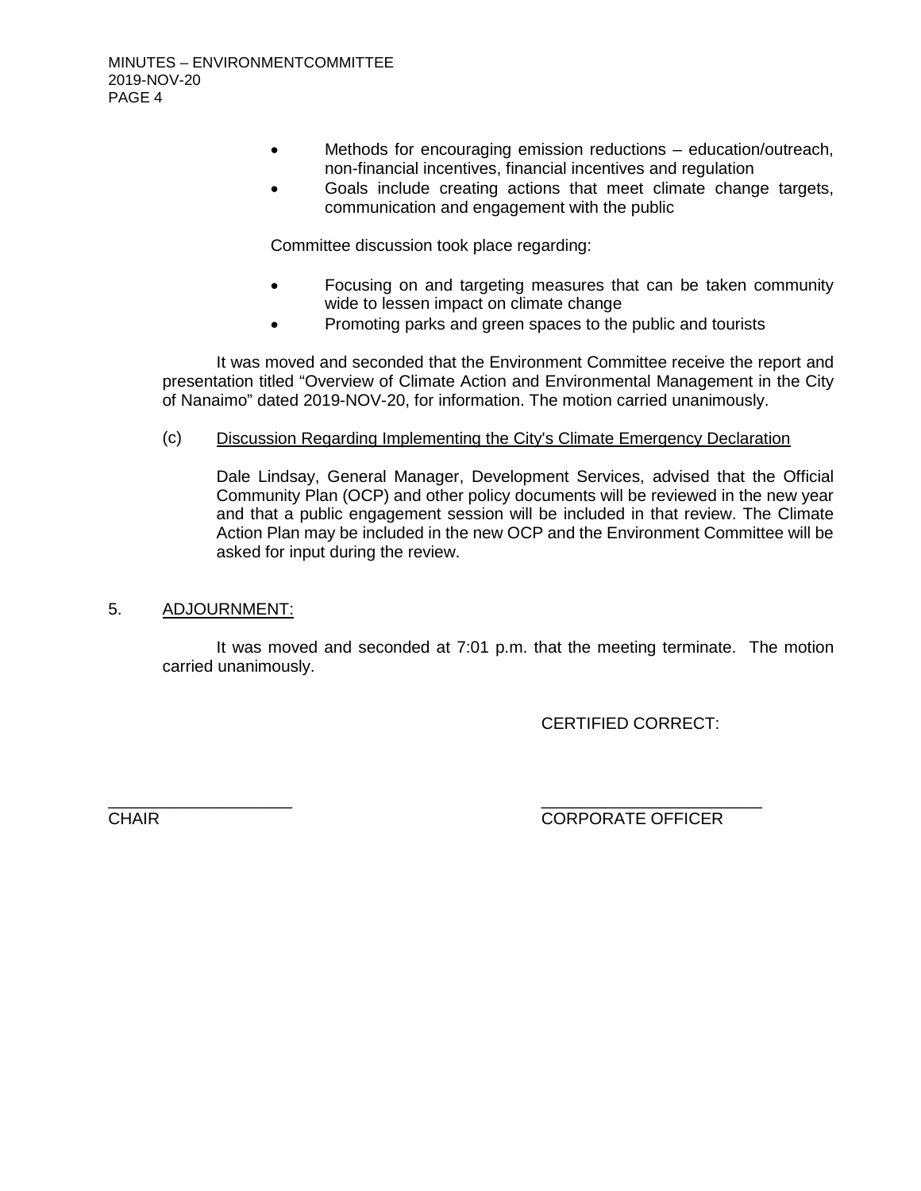- Methods for encouraging emission reductions – education/outreach, non-financial incentives, financial incentives and regulation
- Goals include creating actions that meet climate change targets, communication and engagement with the public

Committee discussion took place regarding:

- Focusing on and targeting measures that can be taken community wide to lessen impact on climate change
- Promoting parks and green spaces to the public and tourists

It was moved and seconded that the Environment Committee receive the report and presentation titled "Overview of Climate Action and Environmental Management in the City of Nanaimo" dated 2019-NOV-20, for information. The motion carried unanimously.

(c) Discussion Regarding Implementing the City's Climate Emergency Declaration

Dale Lindsay, General Manager, Development Services, advised that the Official Community Plan (OCP) and other policy documents will be reviewed in the new year and that a public engagement session will be included in that review. The Climate Action Plan may be included in the new OCP and the Environment Committee will be asked for input during the review.

5. ADJOURNMENT:

It was moved and seconded at 7:01 p.m. that the meeting terminate. The motion carried unanimously.

CERTIFIED CORRECT:

\_\_\_\_\_\_\_\_\_\_\_\_\_\_\_\_\_\_\_\_
CHAIR

\_\_\_\_\_\_\_\_\_\_\_\_\_\_\_\_\_\_\_\_\_\_\_\_
CORPORATE OFFICER